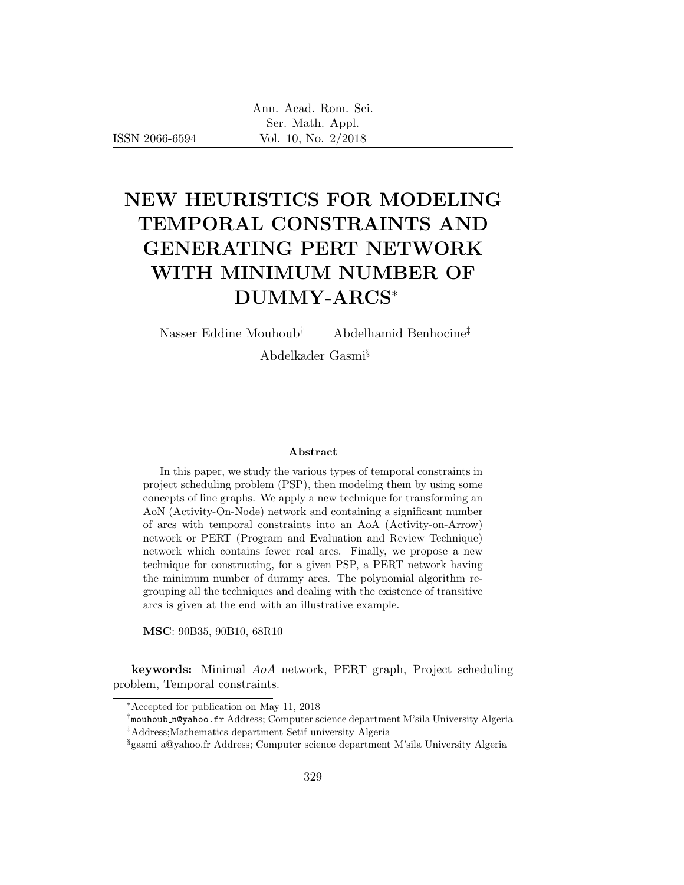# NEW HEURISTICS FOR MODELING TEMPORAL CONSTRAINTS AND GENERATING PERT NETWORK WITH MINIMUM NUMBER OF DUMMY-ARCS[*]

Nasser Eddine Mouhoub[†] Abdelhamid Benhocine[‡]

Abdelkader Gasmi[§]

### Abstract

In this paper, we study the various types of temporal constraints in project scheduling problem (PSP), then modeling them by using some concepts of line graphs. We apply a new technique for transforming an AoN (Activity-On-Node) network and containing a significant number of arcs with temporal constraints into an AoA (Activity-on-Arrow) network or PERT (Program and Evaluation and Review Technique) network which contains fewer real arcs. Finally, we propose a new technique for constructing, for a given PSP, a PERT network having the minimum number of dummy arcs. The polynomial algorithm regrouping all the techniques and dealing with the existence of transitive arcs is given at the end with an illustrative example.

**MSC**: 90B35, 90B10, 68R10

**keywords:** Minimal *AoA* network, PERT graph, Project scheduling problem, Temporal constraints.

---

[*] Accepted for publication on May 11, 2018

[†] mouhoub_n@yahoo.fr Address; Computer science department M'sila University Algeria

[‡] Address;Mathematics department Setif university Algeria

[§] gasmi_a@yahoo.fr Address; Computer science department M'sila University Algeria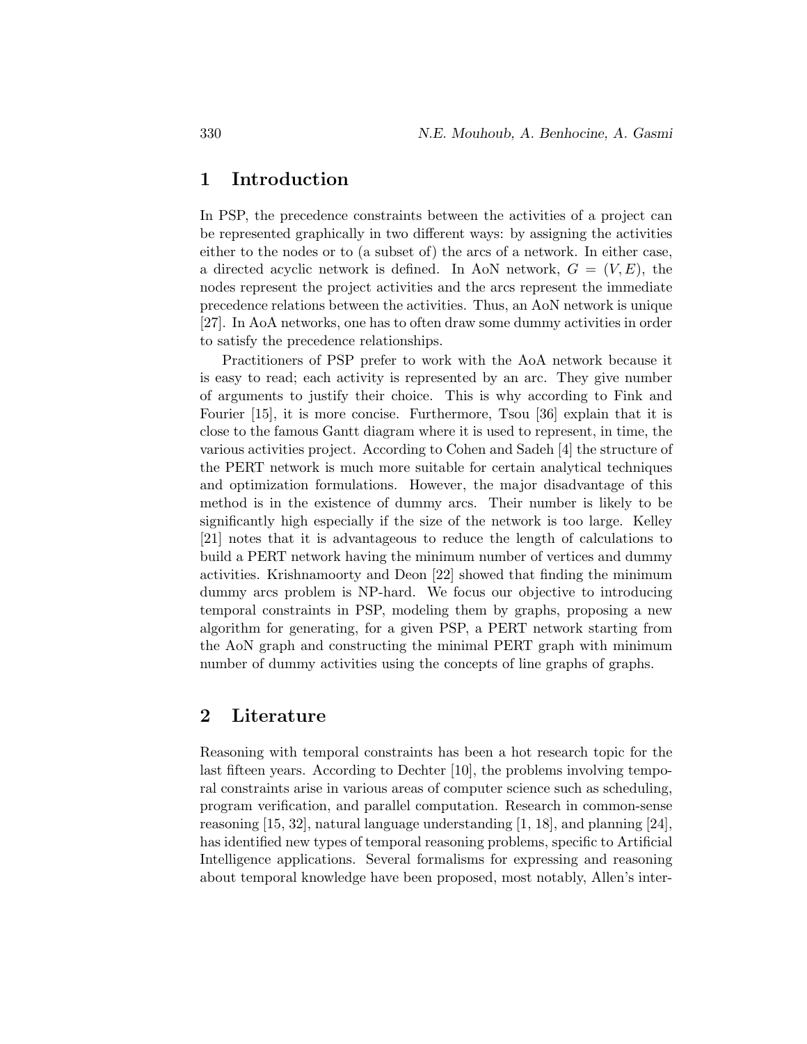## 1 Introduction

In PSP, the precedence constraints between the activities of a project can be represented graphically in two different ways: by assigning the activities either to the nodes or to (a subset of) the arcs of a network. In either case, a directed acyclic network is defined. In AoN network, $G = (V, E)$, the nodes represent the project activities and the arcs represent the immediate precedence relations between the activities. Thus, an AoN network is unique [27]. In AoA networks, one has to often draw some dummy activities in order to satisfy the precedence relationships.

Practitioners of PSP prefer to work with the AoA network because it is easy to read; each activity is represented by an arc. They give number of arguments to justify their choice. This is why according to Fink and Fourier [15], it is more concise. Furthermore, Tsou [36] explain that it is close to the famous Gantt diagram where it is used to represent, in time, the various activities project. According to Cohen and Sadeh [4] the structure of the PERT network is much more suitable for certain analytical techniques and optimization formulations. However, the major disadvantage of this method is in the existence of dummy arcs. Their number is likely to be significantly high especially if the size of the network is too large. Kelley [21] notes that it is advantageous to reduce the length of calculations to build a PERT network having the minimum number of vertices and dummy activities. Krishnamoorty and Deon [22] showed that finding the minimum dummy arcs problem is NP-hard. We focus our objective to introducing temporal constraints in PSP, modeling them by graphs, proposing a new algorithm for generating, for a given PSP, a PERT network starting from the AoN graph and constructing the minimal PERT graph with minimum number of dummy activities using the concepts of line graphs of graphs.

## 2 Literature

Reasoning with temporal constraints has been a hot research topic for the last fifteen years. According to Dechter [10], the problems involving temporal constraints arise in various areas of computer science such as scheduling, program verification, and parallel computation. Research in common-sense reasoning [15, 32], natural language understanding [1, 18], and planning [24], has identified new types of temporal reasoning problems, specific to Artificial Intelligence applications. Several formalisms for expressing and reasoning about temporal knowledge have been proposed, most notably, Allen's inter-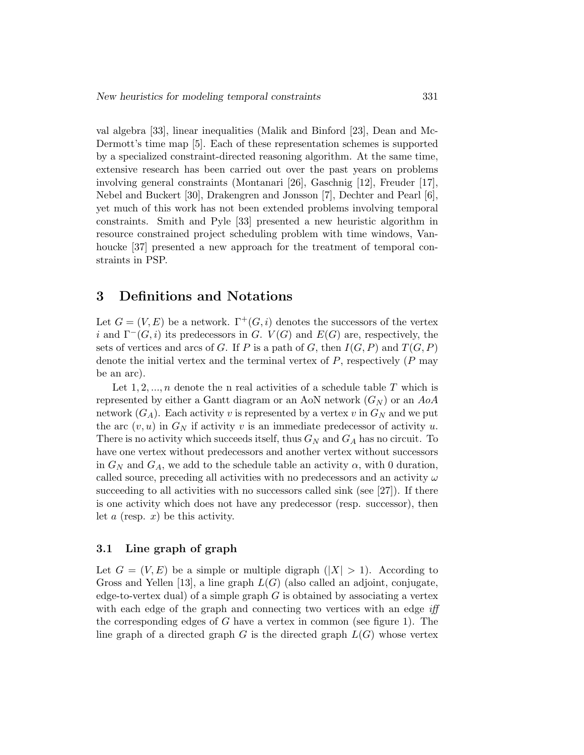val algebra [33], linear inequalities (Malik and Binford [23], Dean and McDermott's time map [5]. Each of these representation schemes is supported by a specialized constraint-directed reasoning algorithm. At the same time, extensive research has been carried out over the past years on problems involving general constraints (Montanari [26], Gaschnig [12], Freuder [17], Nebel and Buckert [30], Drakengren and Jonsson [7], Dechter and Pearl [6], yet much of this work has not been extended problems involving temporal constraints. Smith and Pyle [33] presented a new heuristic algorithm in resource constrained project scheduling problem with time windows, Vanhoucke [37] presented a new approach for the treatment of temporal constraints in PSP.

# 3 Definitions and Notations

Let $G = (V, E)$ be a network. $\Gamma^+(G, i)$ denotes the successors of the vertex $i$ and $\Gamma^-(G, i)$ its predecessors in $G$. $V(G)$ and $E(G)$ are, respectively, the sets of vertices and arcs of $G$. If $P$ is a path of $G$, then $I(G, P)$ and $T(G, P)$ denote the initial vertex and the terminal vertex of $P$, respectively ($P$ may be an arc).

Let $1, 2, ..., n$ denote the n real activities of a schedule table $T$ which is represented by either a Gantt diagram or an AoN network ($G_N$) or an $AoA$ network ($G_A$). Each activity $v$ is represented by a vertex $v$ in $G_N$ and we put the arc $(v, u)$ in $G_N$ if activity $v$ is an immediate predecessor of activity $u$. There is no activity which succeeds itself, thus $G_N$ and $G_A$ has no circuit. To have one vertex without predecessors and another vertex without successors in $G_N$ and $G_A$, we add to the schedule table an activity $\alpha$, with 0 duration, called source, preceding all activities with no predecessors and an activity $\omega$ succeeding to all activities with no successors called sink (see [27]). If there is one activity which does not have any predecessor (resp. successor), then let $a$ (resp. $x$) be this activity.

## 3.1 Line graph of graph

Let $G = (V, E)$ be a simple or multiple digraph ($|X| > 1$). According to Gross and Yellen [13], a line graph $L(G)$ (also called an adjoint, conjugate, edge-to-vertex dual) of a simple graph $G$ is obtained by associating a vertex with each edge of the graph and connecting two vertices with an edge *iff* the corresponding edges of $G$ have a vertex in common (see figure 1). The line graph of a directed graph $G$ is the directed graph $L(G)$ whose vertex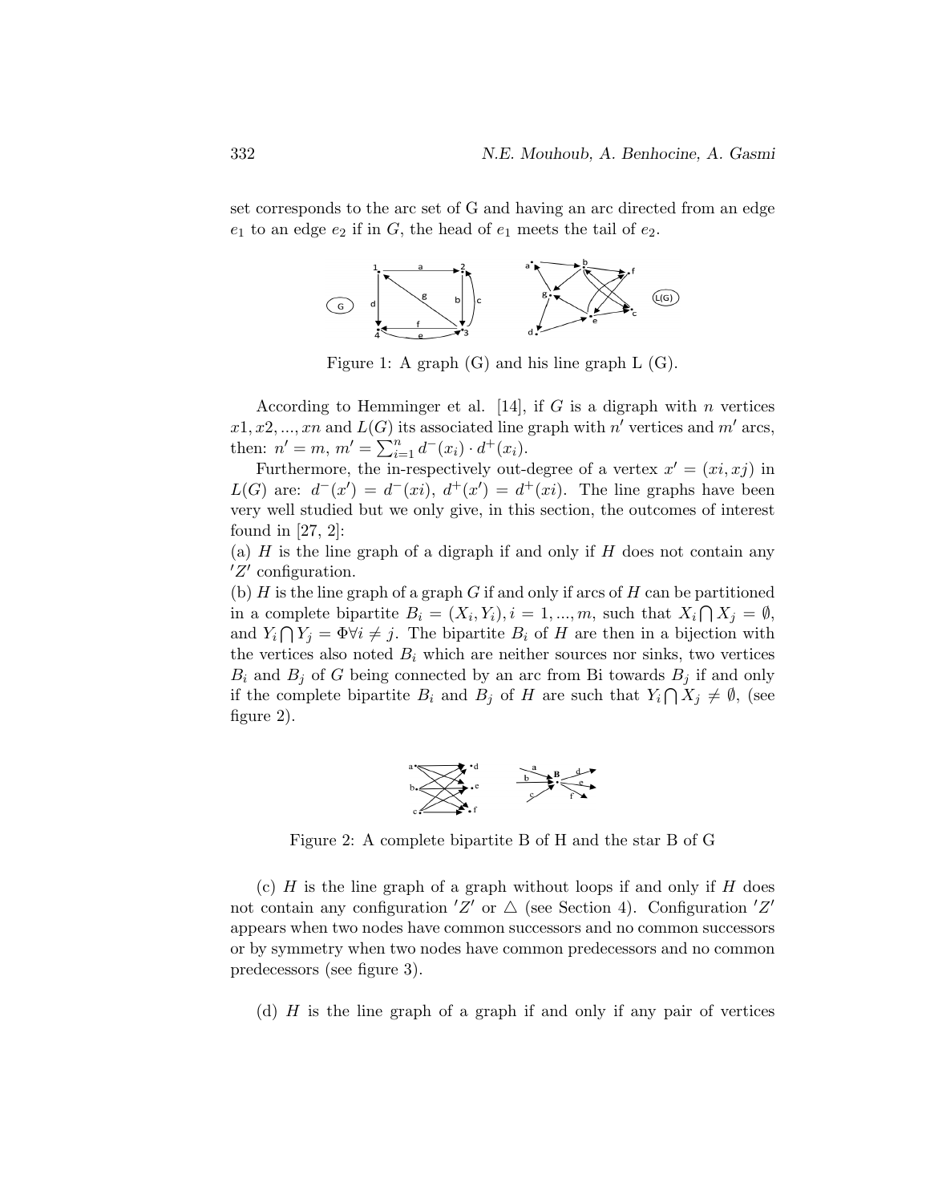set corresponds to the arc set of G and having an arc directed from an edge $e_1$ to an edge $e_2$ if in G, the head of $e_1$ meets the tail of $e_2$.

Figure 1: A graph (G) and his line graph L (G).

According to Hemminger et al. [14], if $G$ is a digraph with $n$ vertices $x1, x2, ..., xn$ and $L(G)$ its associated line graph with $n'$ vertices and $m'$ arcs, then: $n' = m$, $m' = \sum_{i=1}^{n} d^-(x_i) \cdot d^+(x_i)$.

Furthermore, the in-respectively out-degree of a vertex $x' = (xi, xj)$ in $L(G)$ are: $d^-(x') = d^-(xi)$, $d^+(x') = d^+(xi)$. The line graphs have been very well studied but we only give, in this section, the outcomes of interest found in [27, 2]:

(a) $H$ is the line graph of a digraph if and only if $H$ does not contain any $'Z'$ configuration.

(b) $H$ is the line graph of a graph $G$ if and only if arcs of $H$ can be partitioned in a complete bipartite $B_i = (X_i, Y_i), i = 1, ..., m$, such that $X_i \bigcap X_j = \emptyset$, and $Y_i \bigcap Y_j = \Phi \forall i \neq j$. The bipartite $B_i$ of $H$ are then in a bijection with the vertices also noted $B_i$ which are neither sources nor sinks, two vertices $B_i$ and $B_j$ of $G$ being connected by an arc from Bi towards $B_j$ if and only if the complete bipartite $B_i$ and $B_j$ of $H$ are such that $Y_i \bigcap X_j \neq \emptyset$, (see figure 2).

Figure 2: A complete bipartite B of H and the star B of G

(c) $H$ is the line graph of a graph without loops if and only if $H$ does not contain any configuration $'Z'$ or $\triangle$ (see Section 4). Configuration $'Z'$ appears when two nodes have common successors and no common successors or by symmetry when two nodes have common predecessors and no common predecessors (see figure 3).

(d) $H$ is the line graph of a graph if and only if any pair of vertices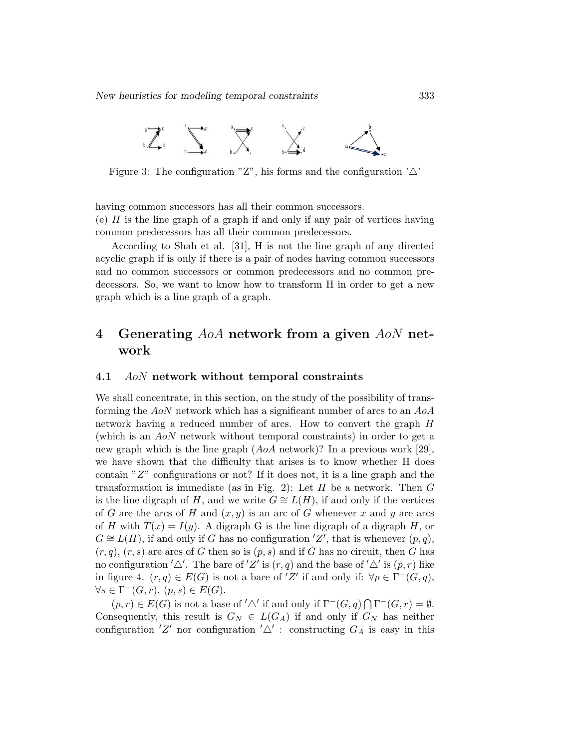Figure 3: The configuration "Z", his forms and the configuration '△'

having common successors has all their common successors.
(e) $H$ is the line graph of a graph if and only if any pair of vertices having common predecessors has all their common predecessors.

According to Shah et al. [31], H is not the line graph of any directed acyclic graph if is only if there is a pair of nodes having common successors and no common successors or common predecessors and no common predecessors. So, we want to know how to transform H in order to get a new graph which is a line graph of a graph.

# 4 Generating $AoA$ network from a given $AoN$ network

## 4.1 $AoN$ network without temporal constraints

We shall concentrate, in this section, on the study of the possibility of transforming the $AoN$ network which has a significant number of arcs to an $AoA$ network having a reduced number of arcs. How to convert the graph $H$ (which is an $AoN$ network without temporal constraints) in order to get a new graph which is the line graph ($AoA$ network)? In a previous work [29], we have shown that the difficulty that arises is to know whether H does contain "$Z$" configurations or not? If it does not, it is a line graph and the transformation is immediate (as in Fig. 2): Let $H$ be a network. Then $G$ is the line digraph of $H$, and we write $G \cong L(H)$, if and only if the vertices of $G$ are the arcs of $H$ and $(x, y)$ is an arc of $G$ whenever $x$ and $y$ are arcs of $H$ with $T(x) = I(y)$. A digraph G is the line digraph of a digraph $H$, or $G \cong L(H)$, if and only if G has no configuration $'Z'$, that is whenever $(p, q)$, $(r, q)$, $(r, s)$ are arcs of $G$ then so is $(p, s)$ and if $G$ has no circuit, then $G$ has no configuration $'\triangle'$. The bare of $'Z'$ is $(r, q)$ and the base of $'\triangle'$ is $(p, r)$ like in figure 4. $(r, q) \in E(G)$ is not a bare of $'Z'$ if and only if: $\forall p \in \Gamma^-(G, q)$, $\forall s \in \Gamma^-(G, r)$, $(p, s) \in E(G)$.

$(p, r) \in E(G)$ is not a base of $'\triangle'$ if and only if $\Gamma^-(G, q) \bigcap \Gamma^-(G, r) = \emptyset$. Consequently, this result is $G_N \in L(G_A)$ if and only if $G_N$ has neither configuration $'Z'$ nor configuration $'\triangle'$ : constructing $G_A$ is easy in this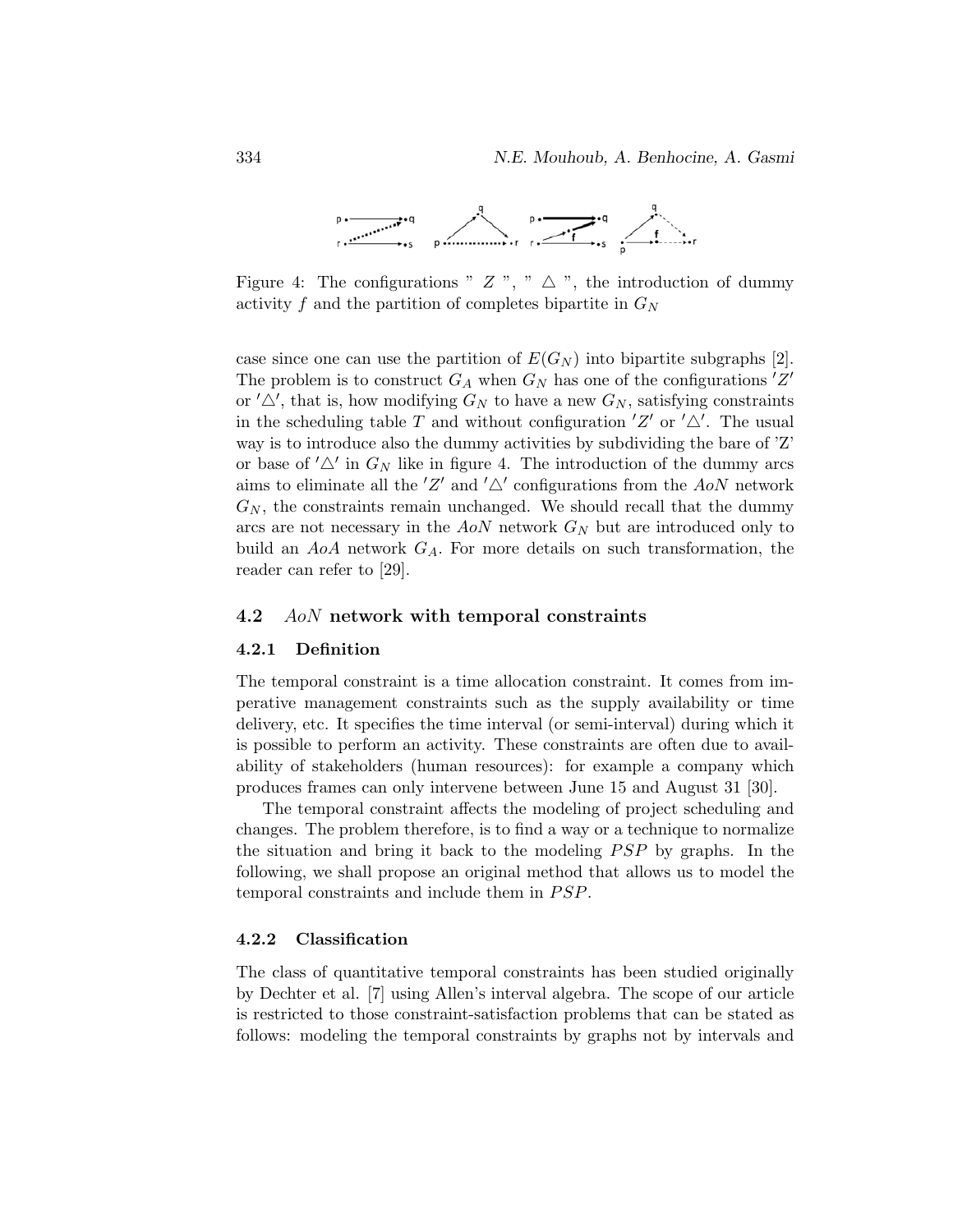Figure 4: The configurations " $Z$ ", " $\triangle$ ", the introduction of dummy activity $f$ and the partition of completes bipartite in $G_N$

case since one can use the partition of $E(G_N)$ into bipartite subgraphs [2]. The problem is to construct $G_A$ when $G_N$ has one of the configurations $'Z'$ or $'\triangle'$, that is, how modifying $G_N$ to have a new $G_N$, satisfying constraints in the scheduling table $T$ and without configuration $'Z'$ or $'\triangle'$. The usual way is to introduce also the dummy activities by subdividing the bare of 'Z' or base of $'\triangle'$ in $G_N$ like in figure 4. The introduction of the dummy arcs aims to eliminate all the $'Z'$ and $'\triangle'$ configurations from the $AoN$ network $G_N$, the constraints remain unchanged. We should recall that the dummy arcs are not necessary in the $AoN$ network $G_N$ but are introduced only to build an $AoA$ network $G_A$. For more details on such transformation, the reader can refer to [29].

### 4.2 *AoN* network with temporal constraints

#### 4.2.1 Definition

The temporal constraint is a time allocation constraint. It comes from imperative management constraints such as the supply availability or time delivery, etc. It specifies the time interval (or semi-interval) during which it is possible to perform an activity. These constraints are often due to availability of stakeholders (human resources): for example a company which produces frames can only intervene between June 15 and August 31 [30].

The temporal constraint affects the modeling of project scheduling and changes. The problem therefore, is to find a way or a technique to normalize the situation and bring it back to the modeling $PSP$ by graphs. In the following, we shall propose an original method that allows us to model the temporal constraints and include them in $PSP$.

#### 4.2.2 Classification

The class of quantitative temporal constraints has been studied originally by Dechter et al. [7] using Allen's interval algebra. The scope of our article is restricted to those constraint-satisfaction problems that can be stated as follows: modeling the temporal constraints by graphs not by intervals and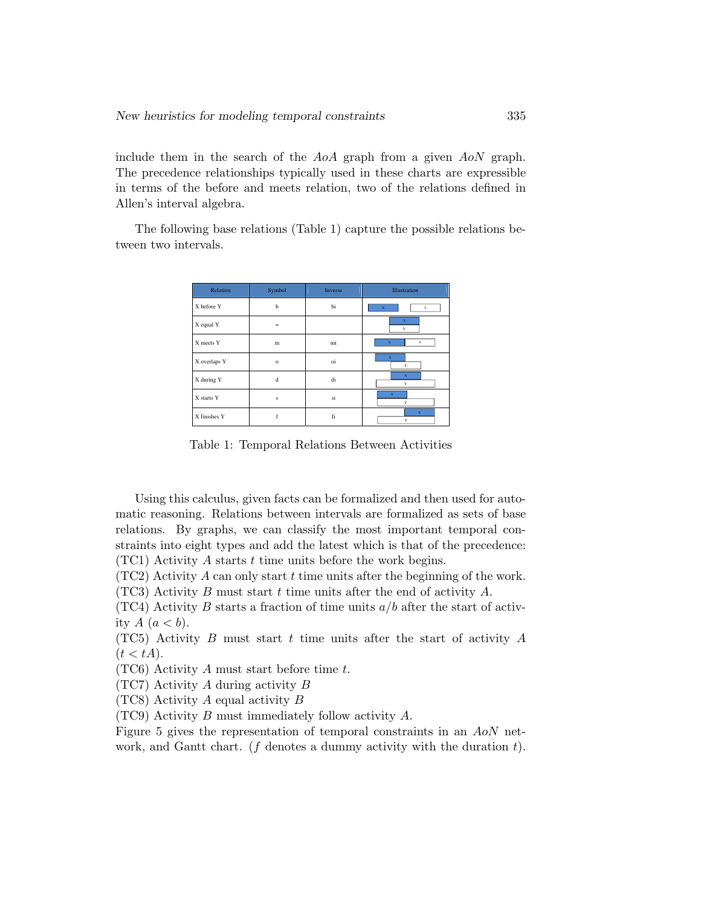include them in the search of the $AoA$ graph from a given $AoN$ graph. The precedence relationships typically used in these charts are expressible in terms of the before and meets relation, two of the relations defined in Allen's interval algebra.

The following base relations (Table 1) capture the possible relations between two intervals.

| Relation | Symbol | Inverse | Illustration |
|---|---|---|---|
| X before Y | b | bi | X Y |
| X equal Y | = | | X Y |
| X meets Y | m | mi | X Y |
| X overlaps Y | o | oi | X Y |
| X during Y | d | di | X Y |
| X starts Y | s | si | X Y |
| X finishes Y | f | fi | X Y |

Table 1: Temporal Relations Between Activities

Using this calculus, given facts can be formalized and then used for automatic reasoning. Relations between intervals are formalized as sets of base relations. By graphs, we can classify the most important temporal constraints into eight types and add the latest which is that of the precedence:
(TC1) Activity $A$ starts $t$ time units before the work begins.
(TC2) Activity $A$ can only start $t$ time units after the beginning of the work.
(TC3) Activity $B$ must start $t$ time units after the end of activity $A$.
(TC4) Activity $B$ starts a fraction of time units $a/b$ after the start of activity $A$ ($a < b$).
(TC5) Activity $B$ must start $t$ time units after the start of activity $A$ ($t < tA$).
(TC6) Activity $A$ must start before time $t$.
(TC7) Activity $A$ during activity $B$
(TC8) Activity $A$ equal activity $B$
(TC9) Activity $B$ must immediately follow activity $A$.
Figure 5 gives the representation of temporal constraints in an $AoN$ network, and Gantt chart. ($f$ denotes a dummy activity with the duration $t$).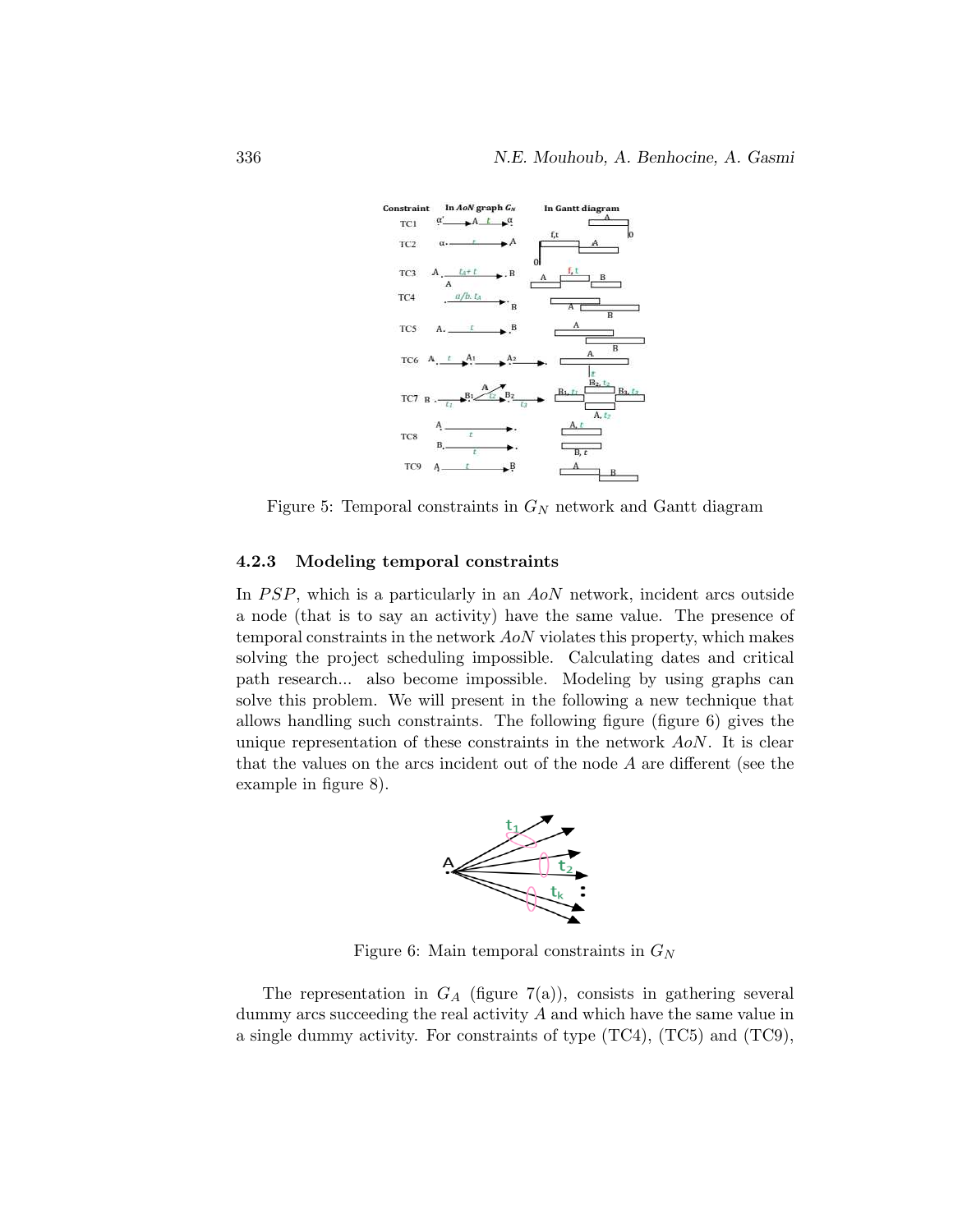Figure 5: Temporal constraints in $G_N$ network and Gantt diagram

### 4.2.3 Modeling temporal constraints

In *PSP*, which is a particularly in an *AoN* network, incident arcs outside a node (that is to say an activity) have the same value. The presence of temporal constraints in the network *AoN* violates this property, which makes solving the project scheduling impossible. Calculating dates and critical path research... also become impossible. Modeling by using graphs can solve this problem. We will present in the following a new technique that allows handling such constraints. The following figure (figure 6) gives the unique representation of these constraints in the network *AoN*. It is clear that the values on the arcs incident out of the node $A$ are different (see the example in figure 8).

Figure 6: Main temporal constraints in $G_N$

The representation in $G_A$ (figure 7(a)), consists in gathering several dummy arcs succeeding the real activity $A$ and which have the same value in a single dummy activity. For constraints of type (TC4), (TC5) and (TC9),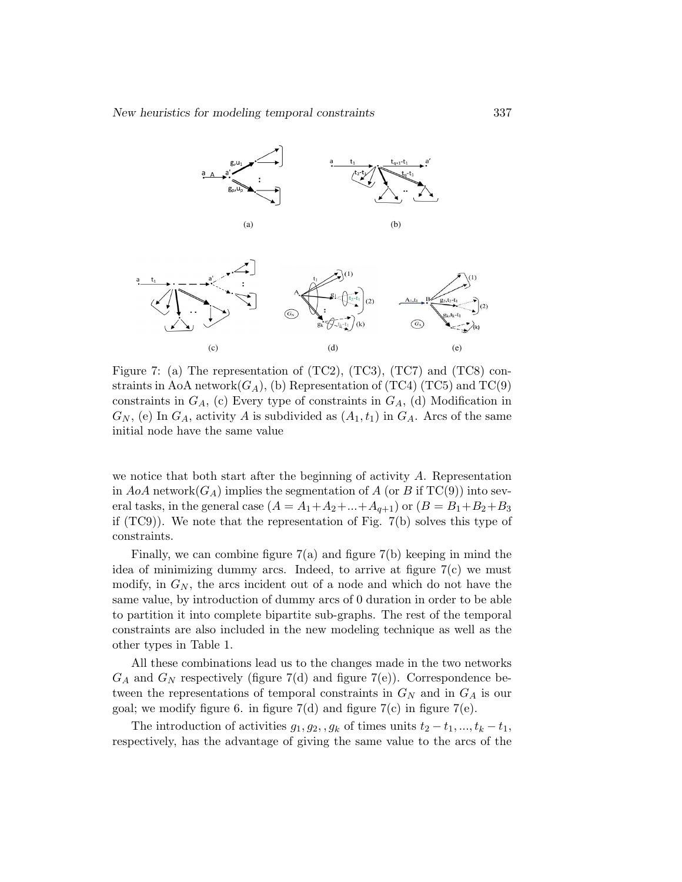Figure 7: (a) The representation of (TC2), (TC3), (TC7) and (TC8) constraints in AoA network($G_A$), (b) Representation of (TC4) (TC5) and TC(9) constraints in $G_A$, (c) Every type of constraints in $G_A$, (d) Modification in $G_N$, (e) In $G_A$, activity $A$ is subdivided as $(A_1, t_1)$ in $G_A$. Arcs of the same initial node have the same value

we notice that both start after the beginning of activity $A$. Representation in *AoA* network($G_A$) implies the segmentation of $A$ (or $B$ if TC(9)) into several tasks, in the general case ($A = A_1 + A_2 + ... + A_{q+1}$) or ($B = B_1 + B_2 + B_3$ if (TC9)). We note that the representation of Fig. 7(b) solves this type of constraints.

Finally, we can combine figure 7(a) and figure 7(b) keeping in mind the idea of minimizing dummy arcs. Indeed, to arrive at figure 7(c) we must modify, in $G_N$, the arcs incident out of a node and which do not have the same value, by introduction of dummy arcs of 0 duration in order to be able to partition it into complete bipartite sub-graphs. The rest of the temporal constraints are also included in the new modeling technique as well as the other types in Table 1.

All these combinations lead us to the changes made in the two networks $G_A$ and $G_N$ respectively (figure 7(d) and figure 7(e)). Correspondence between the representations of temporal constraints in $G_N$ and in $G_A$ is our goal; we modify figure 6. in figure 7(d) and figure 7(c) in figure 7(e).

The introduction of activities $g_1, g_2, , g_k$ of times units $t_2 - t_1, ..., t_k - t_1$, respectively, has the advantage of giving the same value to the arcs of the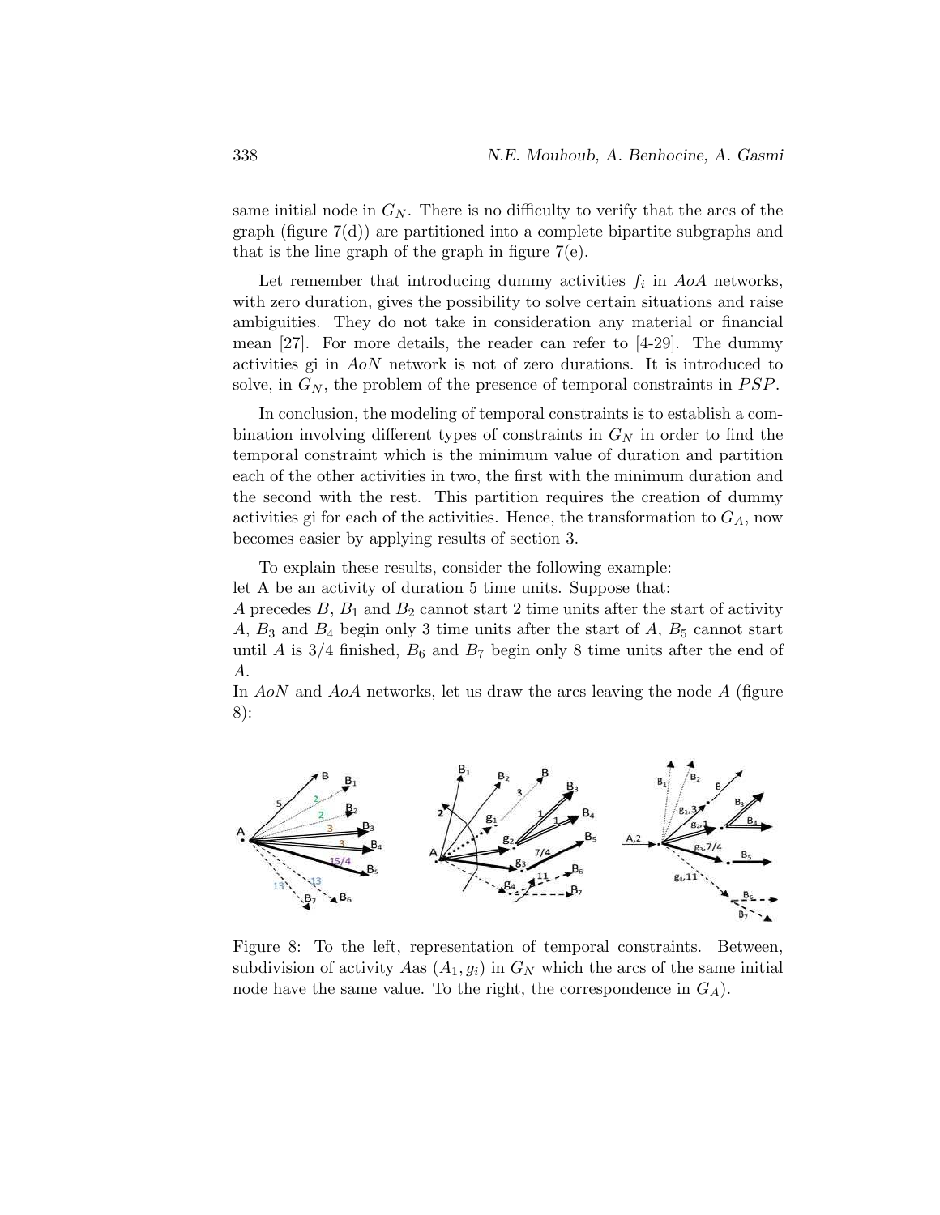same initial node in $G_N$. There is no difficulty to verify that the arcs of the graph (figure 7(d)) are partitioned into a complete bipartite subgraphs and that is the line graph of the graph in figure 7(e).

Let remember that introducing dummy activities $f_i$ in $AoA$ networks, with zero duration, gives the possibility to solve certain situations and raise ambiguities. They do not take in consideration any material or financial mean [27]. For more details, the reader can refer to [4-29]. The dummy activities gi in $AoN$ network is not of zero durations. It is introduced to solve, in $G_N$, the problem of the presence of temporal constraints in $PSP$.

In conclusion, the modeling of temporal constraints is to establish a combination involving different types of constraints in $G_N$ in order to find the temporal constraint which is the minimum value of duration and partition each of the other activities in two, the first with the minimum duration and the second with the rest. This partition requires the creation of dummy activities gi for each of the activities. Hence, the transformation to $G_A$, now becomes easier by applying results of section 3.

To explain these results, consider the following example:
let A be an activity of duration 5 time units. Suppose that:
$A$ precedes $B$, $B_1$ and $B_2$ cannot start 2 time units after the start of activity $A$, $B_3$ and $B_4$ begin only 3 time units after the start of $A$, $B_5$ cannot start until $A$ is 3/4 finished, $B_6$ and $B_7$ begin only 8 time units after the end of $A$.
In $AoN$ and $AoA$ networks, let us draw the arcs leaving the node $A$ (figure 8):

Figure 8: To the left, representation of temporal constraints. Between, subdivision of activity $A$as $(A_1, g_i)$ in $G_N$ which the arcs of the same initial node have the same value. To the right, the correspondence in $G_A$).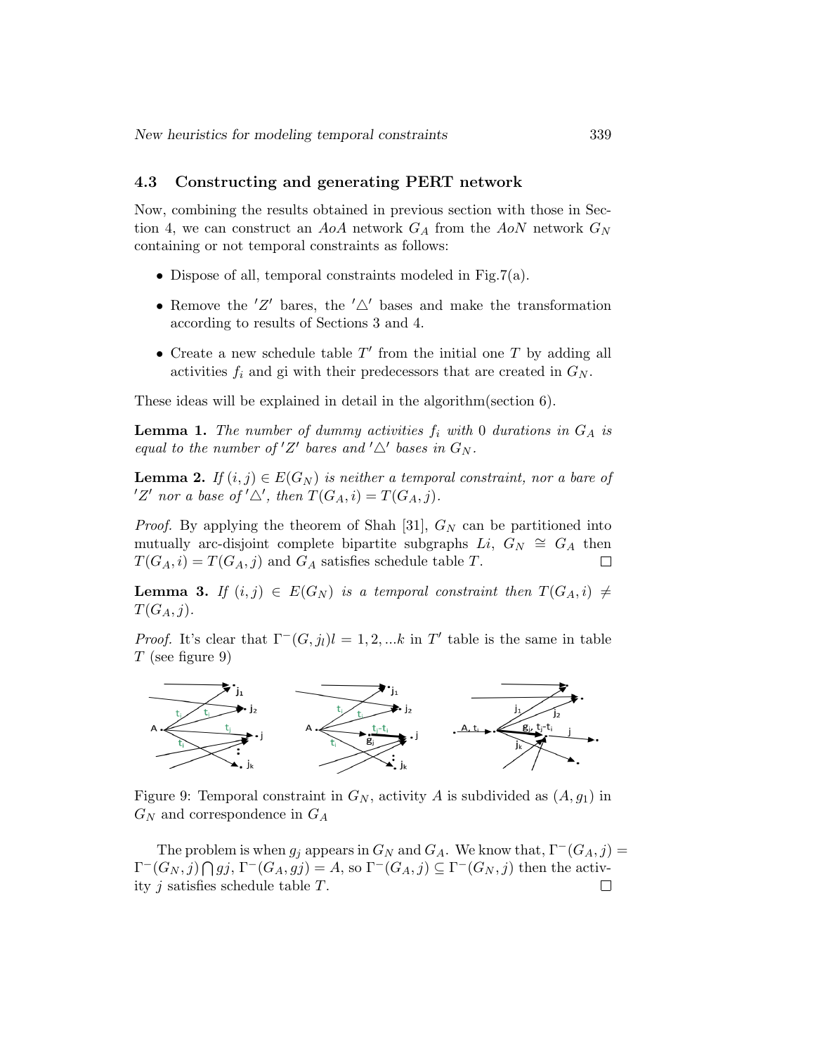### 4.3 Constructing and generating PERT network

Now, combining the results obtained in previous section with those in Section 4, we can construct an $AoA$ network $G_A$ from the $AoN$ network $G_N$ containing or not temporal constraints as follows:

- Dispose of all, temporal constraints modeled in Fig.7(a).
- Remove the $'Z'$ bares, the $'\triangle'$ bases and make the transformation according to results of Sections 3 and 4.
- Create a new schedule table $T'$ from the initial one $T$ by adding all activities $f_i$ and gi with their predecessors that are created in $G_N$.

These ideas will be explained in detail in the algorithm(section 6).

**Lemma 1.** *The number of dummy activities $f_i$ with 0 durations in $G_A$ is equal to the number of $'Z'$ bares and $'\triangle'$ bases in $G_N$.*

**Lemma 2.** *If $(i,j) \in E(G_N)$ is neither a temporal constraint, nor a bare of $'Z'$ nor a base of $'\triangle'$, then $T(G_A,i) = T(G_A,j)$.*

*Proof.* By applying the theorem of Shah [31], $G_N$ can be partitioned into mutually arc-disjoint complete bipartite subgraphs $Li$, $G_N \cong G_A$ then $T(G_A,i) = T(G_A,j)$ and $G_A$ satisfies schedule table $T$. □

**Lemma 3.** *If $(i,j) \in E(G_N)$ is a temporal constraint then $T(G_A,i) \neq T(G_A,j)$.*

*Proof.* It's clear that $\Gamma^-(G,j_l)l = 1,2,...k$ in $T'$ table is the same in table $T$ (see figure 9)

Figure 9: Temporal constraint in $G_N$, activity $A$ is subdivided as $(A,g_1)$ in $G_N$ and correspondence in $G_A$

The problem is when $g_j$ appears in $G_N$ and $G_A$. We know that, $\Gamma^-(G_A,j) = \Gamma^-(G_N,j) \bigcap gj$, $\Gamma^-(G_A,gj) = A$, so $\Gamma^-(G_A,j) \subseteq \Gamma^-(G_N,j)$ then the activity $j$ satisfies schedule table $T$. □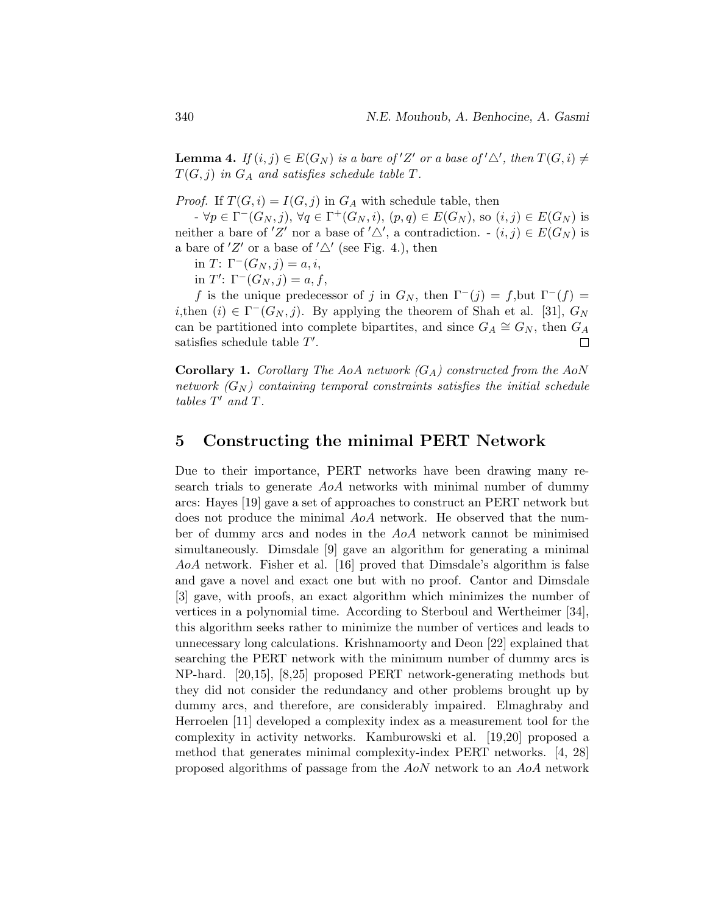**Lemma 4.** *If $(i,j) \in E(G_N)$ is a bare of $'Z'$ or a base of $'\triangle'$, then $T(G,i) \neq T(G,j)$ in $G_A$ and satisfies schedule table $T$.*

*Proof.* If $T(G,i) = I(G,j)$ in $G_A$ with schedule table, then

- $\forall p \in \Gamma^{-}(G_N, j)$, $\forall q \in \Gamma^{+}(G_N, i)$, $(p,q) \in E(G_N)$, so $(i,j) \in E(G_N)$ is neither a bare of $'Z'$ nor a base of $'\triangle'$, a contradiction. - $(i,j) \in E(G_N)$ is a bare of $'Z'$ or a base of $'\triangle'$ (see Fig. 4.), then

in $T$: $\Gamma^{-}(G_N, j) = a, i$,

in $T'$: $\Gamma^{-}(G_N, j) = a, f$,

$f$ is the unique predecessor of $j$ in $G_N$, then $\Gamma^{-}(j) = f$,but $\Gamma^{-}(f) = i$,then $(i) \in \Gamma^{-}(G_N, j)$. By applying the theorem of Shah et al. [31], $G_N$ can be partitioned into complete bipartites, and since $G_A \cong G_N$, then $G_A$ satisfies schedule table $T'$. □

**Corollary 1.** *Corollary The AoA network ($G_A$) constructed from the AoN network ($G_N$) containing temporal constraints satisfies the initial schedule tables $T'$ and $T$.*

## 5 Constructing the minimal PERT Network

Due to their importance, PERT networks have been drawing many research trials to generate *AoA* networks with minimal number of dummy arcs: Hayes [19] gave a set of approaches to construct an PERT network but does not produce the minimal *AoA* network. He observed that the number of dummy arcs and nodes in the *AoA* network cannot be minimised simultaneously. Dimsdale [9] gave an algorithm for generating a minimal *AoA* network. Fisher et al. [16] proved that Dimsdale's algorithm is false and gave a novel and exact one but with no proof. Cantor and Dimsdale [3] gave, with proofs, an exact algorithm which minimizes the number of vertices in a polynomial time. According to Sterboul and Wertheimer [34], this algorithm seeks rather to minimize the number of vertices and leads to unnecessary long calculations. Krishnamoorty and Deon [22] explained that searching the PERT network with the minimum number of dummy arcs is NP-hard. [20,15], [8,25] proposed PERT network-generating methods but they did not consider the redundancy and other problems brought up by dummy arcs, and therefore, are considerably impaired. Elmaghraby and Herroelen [11] developed a complexity index as a measurement tool for the complexity in activity networks. Kamburowski et al. [19,20] proposed a method that generates minimal complexity-index PERT networks. [4, 28] proposed algorithms of passage from the *AoN* network to an *AoA* network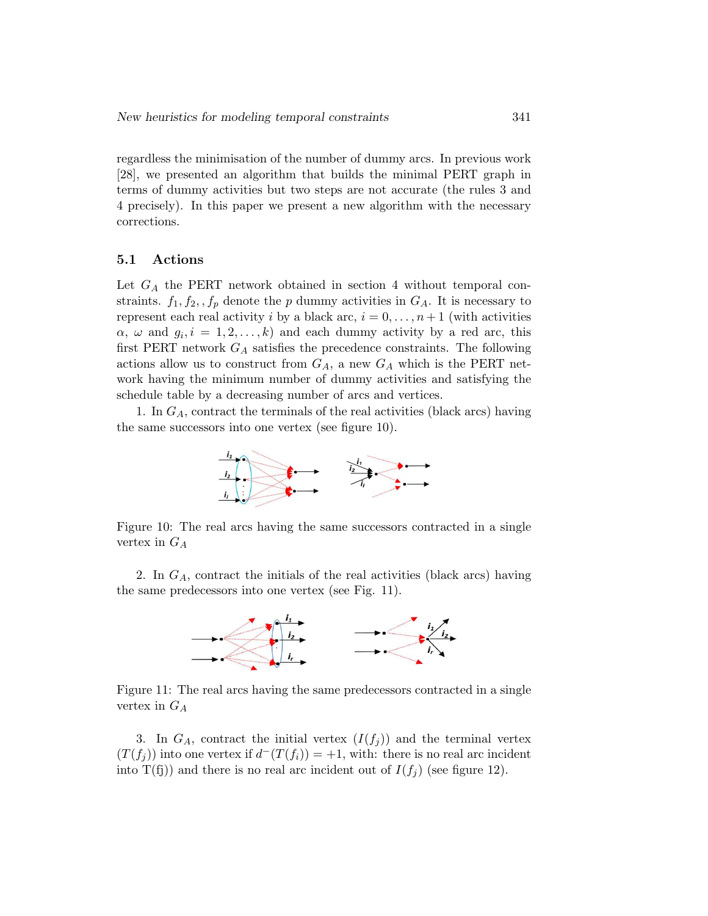regardless the minimisation of the number of dummy arcs. In previous work [28], we presented an algorithm that builds the minimal PERT graph in terms of dummy activities but two steps are not accurate (the rules 3 and 4 precisely). In this paper we present a new algorithm with the necessary corrections.

### 5.1 Actions

Let $G_A$ the PERT network obtained in section 4 without temporal constraints. $f_1, f_2, , f_p$ denote the $p$ dummy activities in $G_A$. It is necessary to represent each real activity $i$ by a black arc, $i = 0, \ldots, n+1$ (with activities $\alpha$, $\omega$ and $g_i, i = 1, 2, \ldots, k$) and each dummy activity by a red arc, this first PERT network $G_A$ satisfies the precedence constraints. The following actions allow us to construct from $G_A$, a new $G_A$ which is the PERT network having the minimum number of dummy activities and satisfying the schedule table by a decreasing number of arcs and vertices.

1. In $G_A$, contract the terminals of the real activities (black arcs) having the same successors into one vertex (see figure 10).

Figure 10: The real arcs having the same successors contracted in a single vertex in $G_A$

2. In $G_A$, contract the initials of the real activities (black arcs) having the same predecessors into one vertex (see Fig. 11).

Figure 11: The real arcs having the same predecessors contracted in a single vertex in $G_A$

3. In $G_A$, contract the initial vertex ($I(f_j)$) and the terminal vertex ($T(f_j)$) into one vertex if $d^-(T(f_i)) = +1$, with: there is no real arc incident into T(fj)) and there is no real arc incident out of $I(f_j)$ (see figure 12).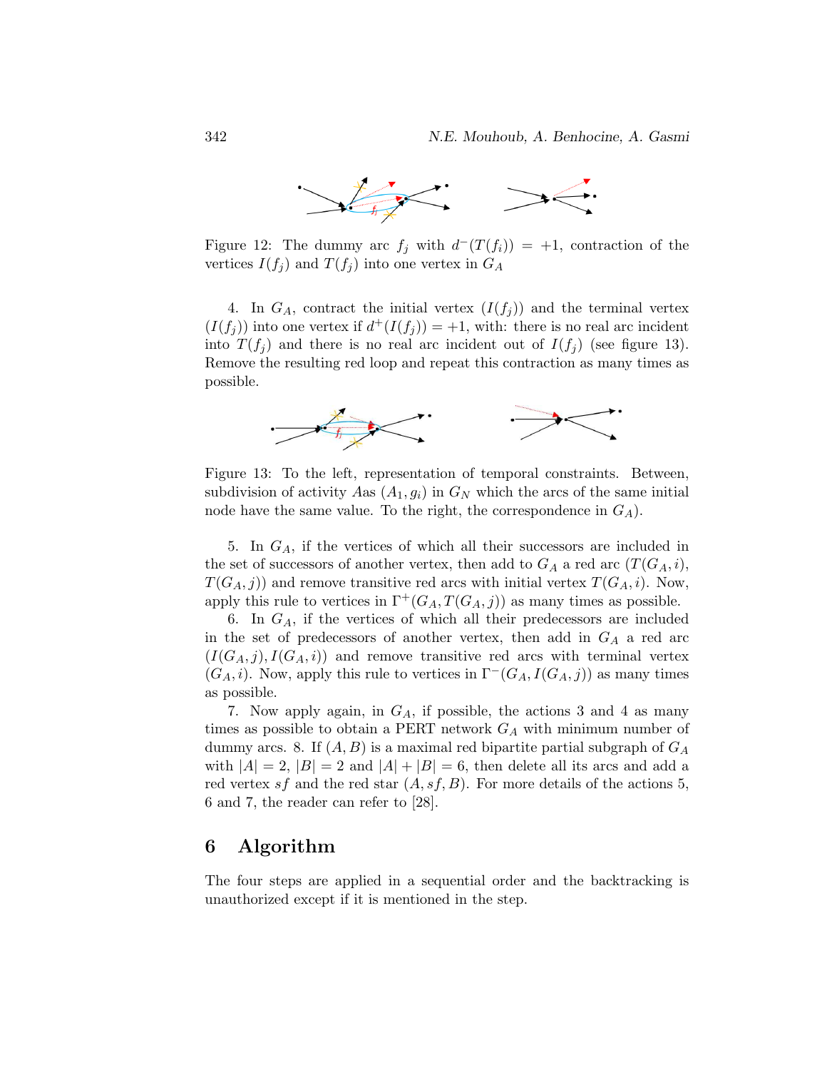Figure 12: The dummy arc $f_j$ with $d^-(T(f_i)) = +1$, contraction of the vertices $I(f_j)$ and $T(f_j)$ into one vertex in $G_A$

4. In $G_A$, contract the initial vertex $(I(f_j))$ and the terminal vertex $(I(f_j))$ into one vertex if $d^+(I(f_j)) = +1$, with: there is no real arc incident into $T(f_j)$ and there is no real arc incident out of $I(f_j)$ (see figure 13). Remove the resulting red loop and repeat this contraction as many times as possible.

Figure 13: To the left, representation of temporal constraints. Between, subdivision of activity $A$as $(A_1, g_i)$ in $G_N$ which the arcs of the same initial node have the same value. To the right, the correspondence in $G_A$).

5. In $G_A$, if the vertices of which all their successors are included in the set of successors of another vertex, then add to $G_A$ a red arc $(T(G_A, i), T(G_A, j))$ and remove transitive red arcs with initial vertex $T(G_A, i)$. Now, apply this rule to vertices in $\Gamma^+(G_A, T(G_A, j))$ as many times as possible.

6. In $G_A$, if the vertices of which all their predecessors are included in the set of predecessors of another vertex, then add in $G_A$ a red arc $(I(G_A, j), I(G_A, i))$ and remove transitive red arcs with terminal vertex $(G_A, i)$. Now, apply this rule to vertices in $\Gamma^-(G_A, I(G_A, j))$ as many times as possible.

7. Now apply again, in $G_A$, if possible, the actions 3 and 4 as many times as possible to obtain a PERT network $G_A$ with minimum number of dummy arcs. 8. If $(A, B)$ is a maximal red bipartite partial subgraph of $G_A$ with $|A| = 2$, $|B| = 2$ and $|A| + |B| = 6$, then delete all its arcs and add a red vertex $sf$ and the red star $(A, sf, B)$. For more details of the actions 5, 6 and 7, the reader can refer to [28].

# 6 Algorithm

The four steps are applied in a sequential order and the backtracking is unauthorized except if it is mentioned in the step.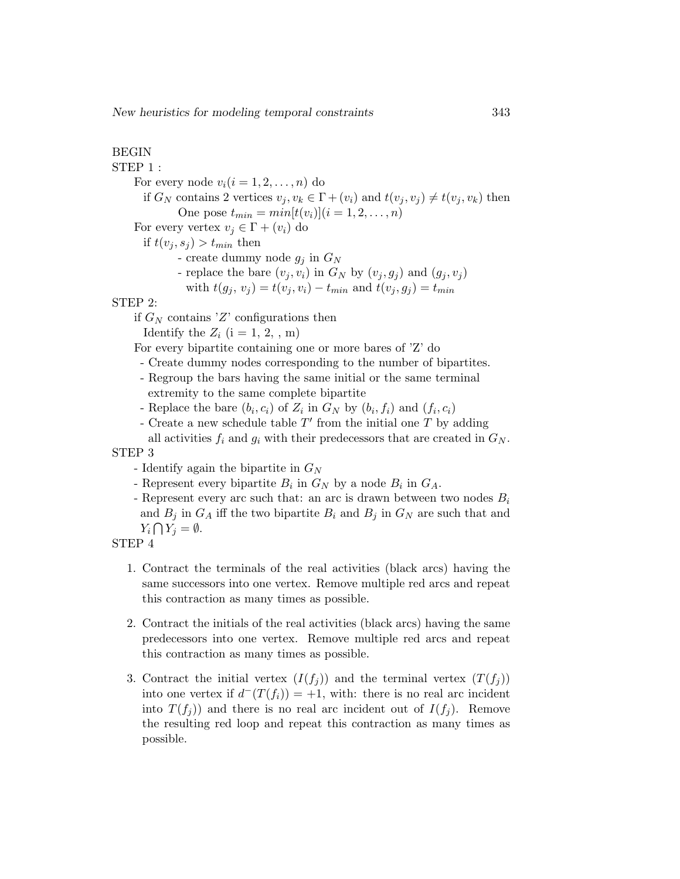BEGIN

STEP 1 :

For every node $v_i (i = 1, 2, \ldots, n)$ do

if $G_N$ contains 2 vertices $v_j, v_k \in \Gamma + (v_i)$ and $t(v_j, v_j) \neq t(v_j, v_k)$ then

One pose $t_{min} = min[t(v_i)] (i = 1, 2, \ldots, n)$

For every vertex $v_j \in \Gamma + (v_i)$ do

if $t(v_j, s_j) > t_{min}$ then

- create dummy node $g_j$ in $G_N$
- replace the bare $(v_j, v_i)$ in $G_N$ by $(v_j, g_j)$ and $(g_j, v_j)$ with $t(g_j, v_j) = t(v_j, v_i) - t_{min}$ and $t(v_j, g_j) = t_{min}$

STEP 2:

if $G_N$ contains '$Z$' configurations then

Identify the $Z_i$ (i = 1, 2, , m)

For every bipartite containing one or more bares of 'Z' do

- Create dummy nodes corresponding to the number of bipartites.
- Regroup the bars having the same initial or the same terminal extremity to the same complete bipartite
- Replace the bare $(b_i, c_i)$ of $Z_i$ in $G_N$ by $(b_i, f_i)$ and $(f_i, c_i)$
- Create a new schedule table $T'$ from the initial one $T$ by adding all activities $f_i$ and $g_i$ with their predecessors that are created in $G_N$.

STEP 3

- Identify again the bipartite in $G_N$
- Represent every bipartite $B_i$ in $G_N$ by a node $B_i$ in $G_A$.
- Represent every arc such that: an arc is drawn between two nodes $B_i$ and $B_j$ in $G_A$ iff the two bipartite $B_i$ and $B_j$ in $G_N$ are such that and $Y_i \bigcap Y_j = \emptyset$.

STEP 4

1. Contract the terminals of the real activities (black arcs) having the same successors into one vertex. Remove multiple red arcs and repeat this contraction as many times as possible.

2. Contract the initials of the real activities (black arcs) having the same predecessors into one vertex. Remove multiple red arcs and repeat this contraction as many times as possible.

3. Contract the initial vertex $(I(f_j))$ and the terminal vertex $(T(f_j))$ into one vertex if $d^-(T(f_i)) = +1$, with: there is no real arc incident into $T(f_j)$) and there is no real arc incident out of $I(f_j)$. Remove the resulting red loop and repeat this contraction as many times as possible.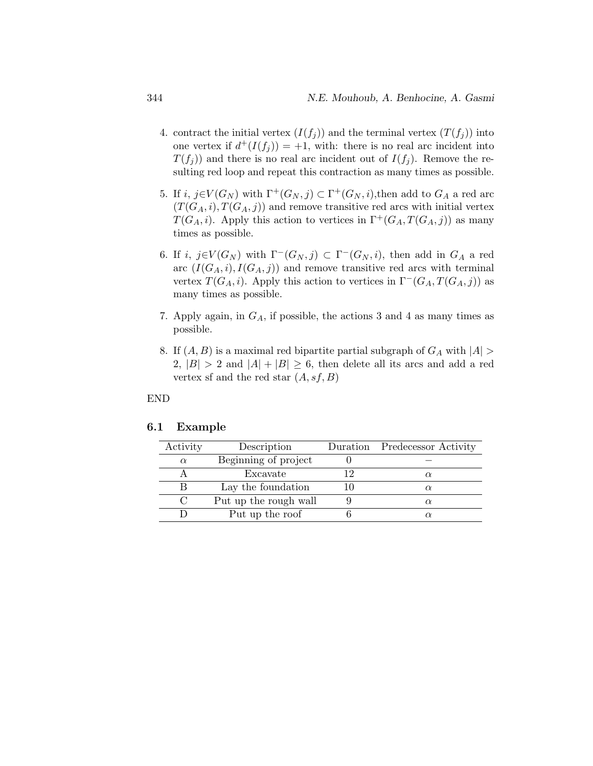4. contract the initial vertex ($I(f_j)$) and the terminal vertex ($T(f_j)$) into one vertex if $d^+(I(f_j)) = +1$, with: there is no real arc incident into $T(f_j)$) and there is no real arc incident out of $I(f_j)$. Remove the resulting red loop and repeat this contraction as many times as possible.

5. If $i,\ j \in V(G_N)$ with $\Gamma^+(G_N, j) \subset \Gamma^+(G_N, i)$,then add to $G_A$ a red arc $(T(G_A, i), T(G_A, j))$ and remove transitive red arcs with initial vertex $T(G_A, i)$. Apply this action to vertices in $\Gamma^+(G_A, T(G_A, j))$ as many times as possible.

6. If $i,\ j \in V(G_N)$ with $\Gamma^-(G_N, j) \subset \Gamma^-(G_N, i)$, then add in $G_A$ a red arc $(I(G_A, i), I(G_A, j))$ and remove transitive red arcs with terminal vertex $T(G_A, i)$. Apply this action to vertices in $\Gamma^-(G_A, T(G_A, j))$ as many times as possible.

7. Apply again, in $G_A$, if possible, the actions 3 and 4 as many times as possible.

8. If $(A, B)$ is a maximal red bipartite partial subgraph of $G_A$ with $|A| > 2$, $|B| > 2$ and $|A| + |B| \geq 6$, then delete all its arcs and add a red vertex sf and the red star $(A, sf, B)$

END

### 6.1 Example

| Activity | Description | Duration | Predecessor Activity |
|---|---|---|---|
| $\alpha$ | Beginning of project | 0 | − |
| A | Excavate | 12 | $\alpha$ |
| B | Lay the foundation | 10 | $\alpha$ |
| C | Put up the rough wall | 9 | $\alpha$ |
| D | Put up the roof | 6 | $\alpha$ |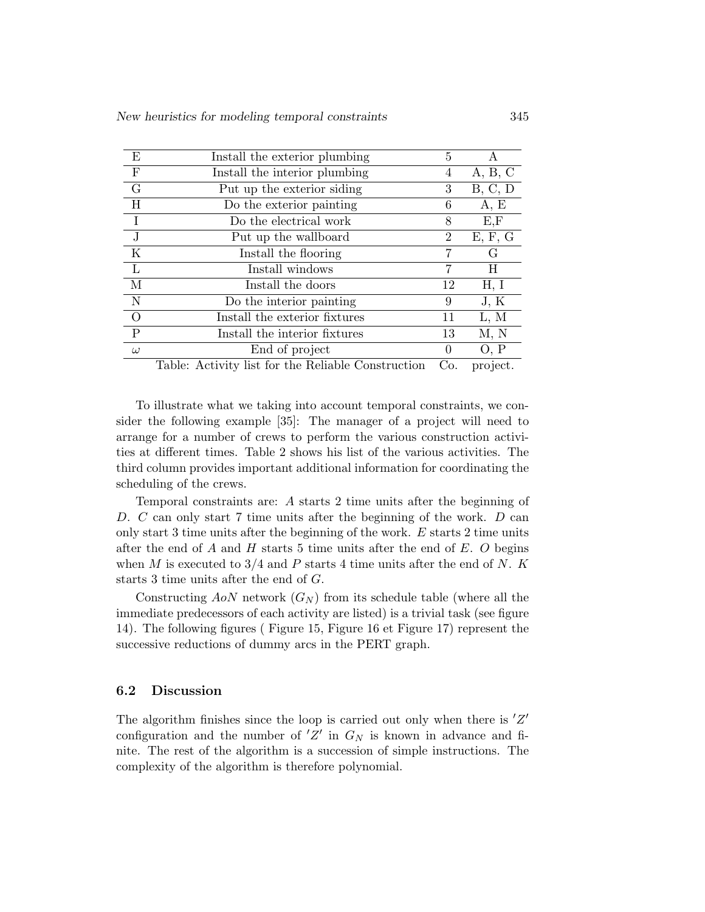| E | Install the exterior plumbing | 5 | A |
|---|---|---|---|
| F | Install the interior plumbing | 4 | A, B, C |
| G | Put up the exterior siding | 3 | B, C, D |
| H | Do the exterior painting | 6 | A, E |
| I | Do the electrical work | 8 | E,F |
| J | Put up the wallboard | 2 | E, F, G |
| K | Install the flooring | 7 | G |
| L | Install windows | 7 | H |
| M | Install the doors | 12 | H, I |
| N | Do the interior painting | 9 | J, K |
| O | Install the exterior fixtures | 11 | L, M |
| P | Install the interior fixtures | 13 | M, N |
| $\omega$ | End of project | 0 | O, P |

Table: Activity list for the Reliable Construction Co. project.

To illustrate what we taking into account temporal constraints, we consider the following example [35]: The manager of a project will need to arrange for a number of crews to perform the various construction activities at different times. Table 2 shows his list of the various activities. The third column provides important additional information for coordinating the scheduling of the crews.

Temporal constraints are: $A$ starts 2 time units after the beginning of $D$. $C$ can only start 7 time units after the beginning of the work. $D$ can only start 3 time units after the beginning of the work. $E$ starts 2 time units after the end of $A$ and $H$ starts 5 time units after the end of $E$. $O$ begins when $M$ is executed to 3/4 and $P$ starts 4 time units after the end of $N$. $K$ starts 3 time units after the end of $G$.

Constructing $AoN$ network ($G_N$) from its schedule table (where all the immediate predecessors of each activity are listed) is a trivial task (see figure 14). The following figures ( Figure 15, Figure 16 et Figure 17) represent the successive reductions of dummy arcs in the PERT graph.

### 6.2 Discussion

The algorithm finishes since the loop is carried out only when there is $'Z'$ configuration and the number of $'Z'$ in $G_N$ is known in advance and finite. The rest of the algorithm is a succession of simple instructions. The complexity of the algorithm is therefore polynomial.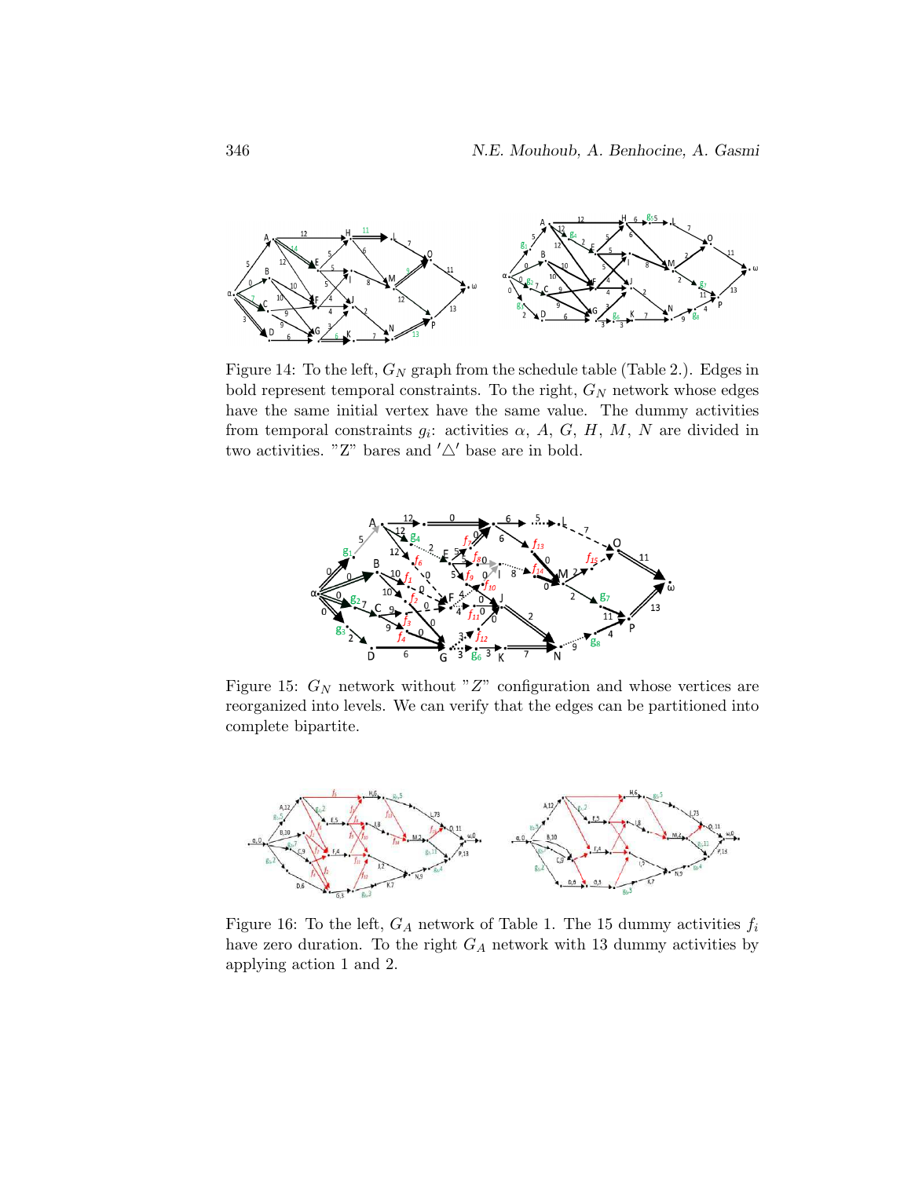Figure 14: To the left, $G_N$ graph from the schedule table (Table 2.). Edges in bold represent temporal constraints. To the right, $G_N$ network whose edges have the same initial vertex have the same value. The dummy activities from temporal constraints $g_i$: activities $\alpha$, $A$, $G$, $H$, $M$, $N$ are divided in two activities. "Z" bares and $'\triangle'$ base are in bold.

Figure 15: $G_N$ network without "$Z$" configuration and whose vertices are reorganized into levels. We can verify that the edges can be partitioned into complete bipartite.

Figure 16: To the left, $G_A$ network of Table 1. The 15 dummy activities $f_i$ have zero duration. To the right $G_A$ network with 13 dummy activities by applying action 1 and 2.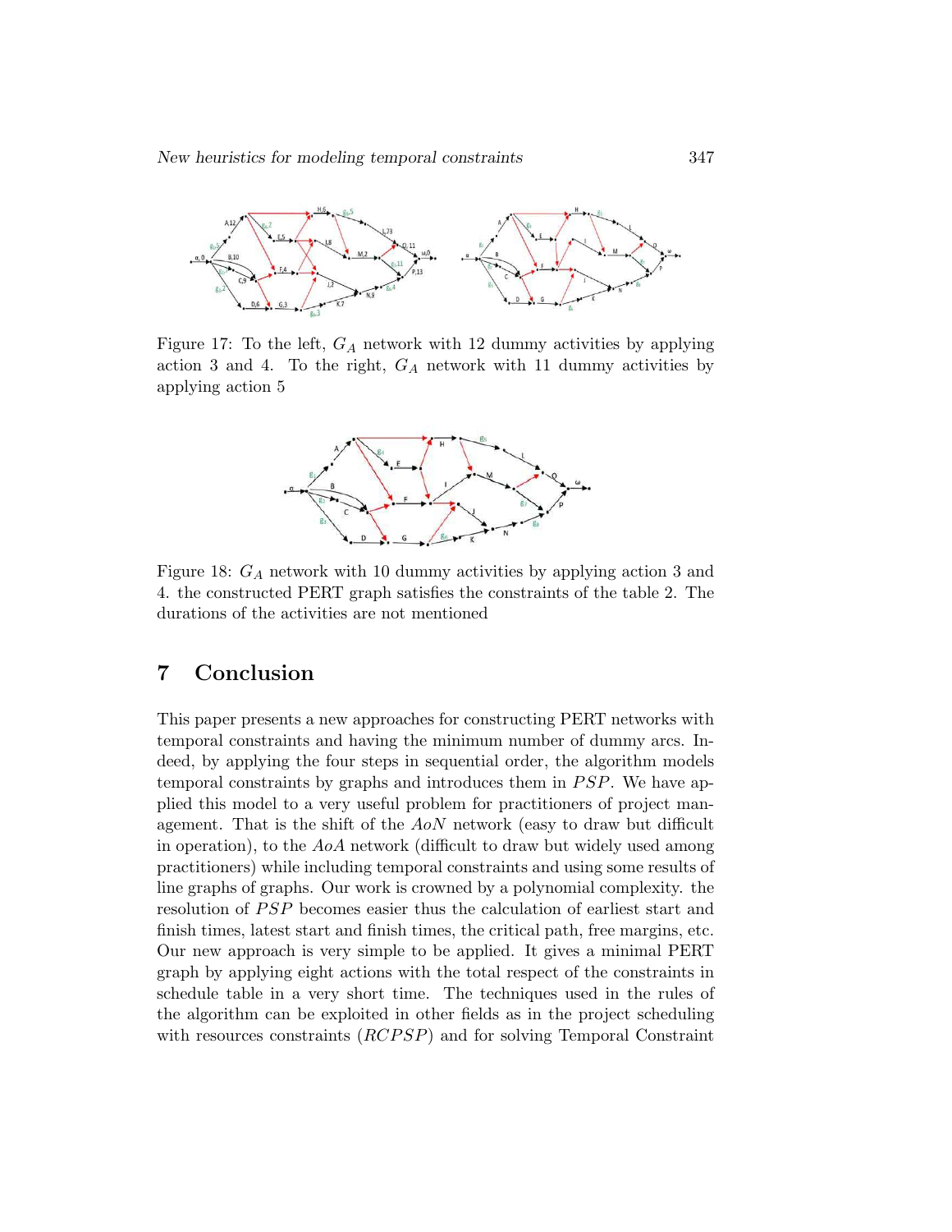Figure 17: To the left, $G_A$ network with 12 dummy activities by applying action 3 and 4. To the right, $G_A$ network with 11 dummy activities by applying action 5

Figure 18: $G_A$ network with 10 dummy activities by applying action 3 and 4. the constructed PERT graph satisfies the constraints of the table 2. The durations of the activities are not mentioned

## 7 Conclusion

This paper presents a new approaches for constructing PERT networks with temporal constraints and having the minimum number of dummy arcs. Indeed, by applying the four steps in sequential order, the algorithm models temporal constraints by graphs and introduces them in $PSP$. We have applied this model to a very useful problem for practitioners of project management. That is the shift of the $AoN$ network (easy to draw but difficult in operation), to the $AoA$ network (difficult to draw but widely used among practitioners) while including temporal constraints and using some results of line graphs of graphs. Our work is crowned by a polynomial complexity. the resolution of $PSP$ becomes easier thus the calculation of earliest start and finish times, latest start and finish times, the critical path, free margins, etc. Our new approach is very simple to be applied. It gives a minimal PERT graph by applying eight actions with the total respect of the constraints in schedule table in a very short time. The techniques used in the rules of the algorithm can be exploited in other fields as in the project scheduling with resources constraints ($RCPSP$) and for solving Temporal Constraint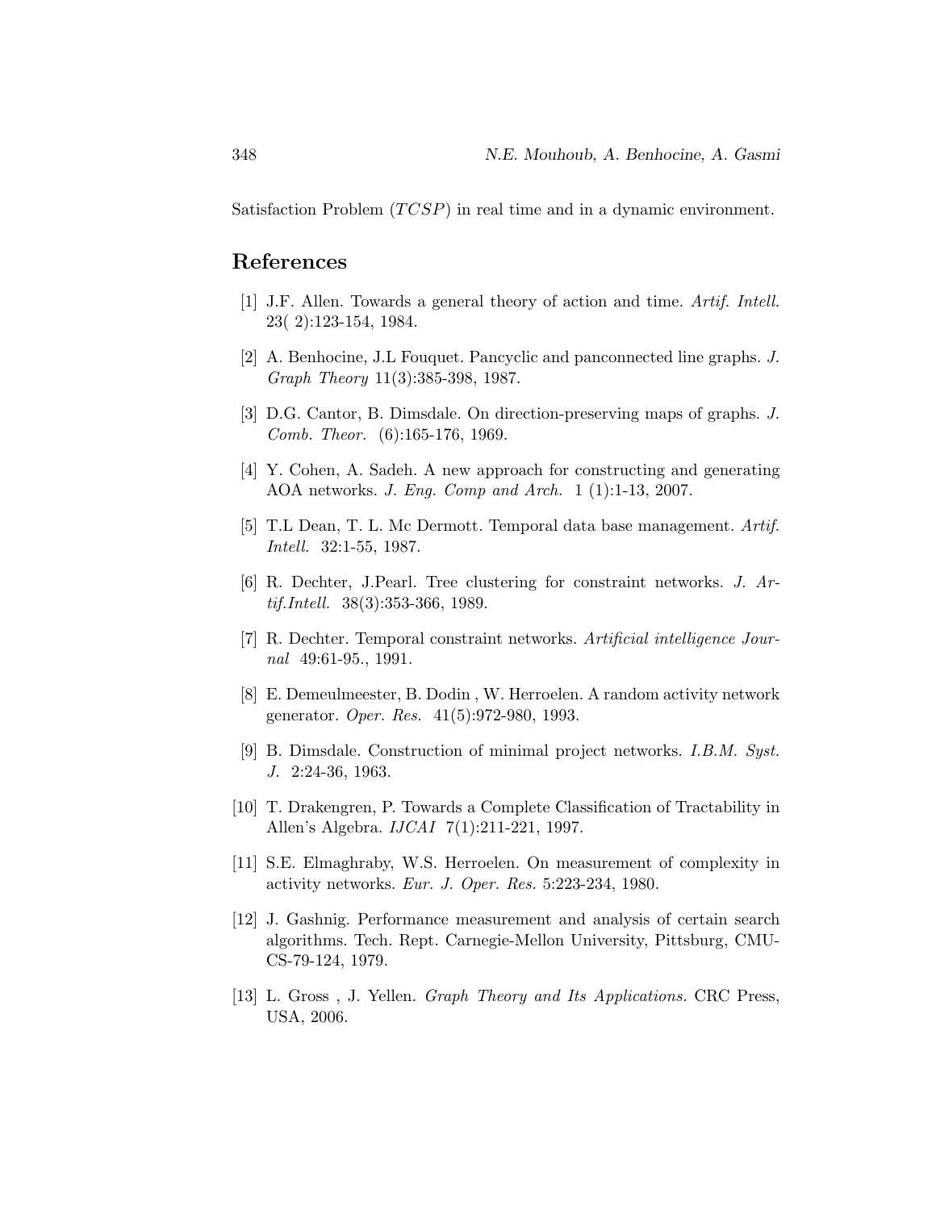Satisfaction Problem ($TCSP$) in real time and in a dynamic environment.

## References

[1] J.F. Allen. Towards a general theory of action and time. *Artif. Intell.* 23( 2):123-154, 1984.

[2] A. Benhocine, J.L Fouquet. Pancyclic and panconnected line graphs. *J. Graph Theory* 11(3):385-398, 1987.

[3] D.G. Cantor, B. Dimsdale. On direction-preserving maps of graphs. *J. Comb. Theor.* (6):165-176, 1969.

[4] Y. Cohen, A. Sadeh. A new approach for constructing and generating AOA networks. *J. Eng. Comp and Arch.* 1 (1):1-13, 2007.

[5] T.L Dean, T. L. Mc Dermott. Temporal data base management. *Artif. Intell.* 32:1-55, 1987.

[6] R. Dechter, J.Pearl. Tree clustering for constraint networks. *J. Artif.Intell.* 38(3):353-366, 1989.

[7] R. Dechter. Temporal constraint networks. *Artificial intelligence Journal* 49:61-95., 1991.

[8] E. Demeulmeester, B. Dodin , W. Herroelen. A random activity network generator. *Oper. Res.* 41(5):972-980, 1993.

[9] B. Dimsdale. Construction of minimal project networks. *I.B.M. Syst. J.* 2:24-36, 1963.

[10] T. Drakengren, P. Towards a Complete Classification of Tractability in Allen's Algebra. *IJCAI* 7(1):211-221, 1997.

[11] S.E. Elmaghraby, W.S. Herroelen. On measurement of complexity in activity networks. *Eur. J. Oper. Res.* 5:223-234, 1980.

[12] J. Gashnig. Performance measurement and analysis of certain search algorithms. Tech. Rept. Carnegie-Mellon University, Pittsburg, CMU-CS-79-124, 1979.

[13] L. Gross , J. Yellen. *Graph Theory and Its Applications.* CRC Press, USA, 2006.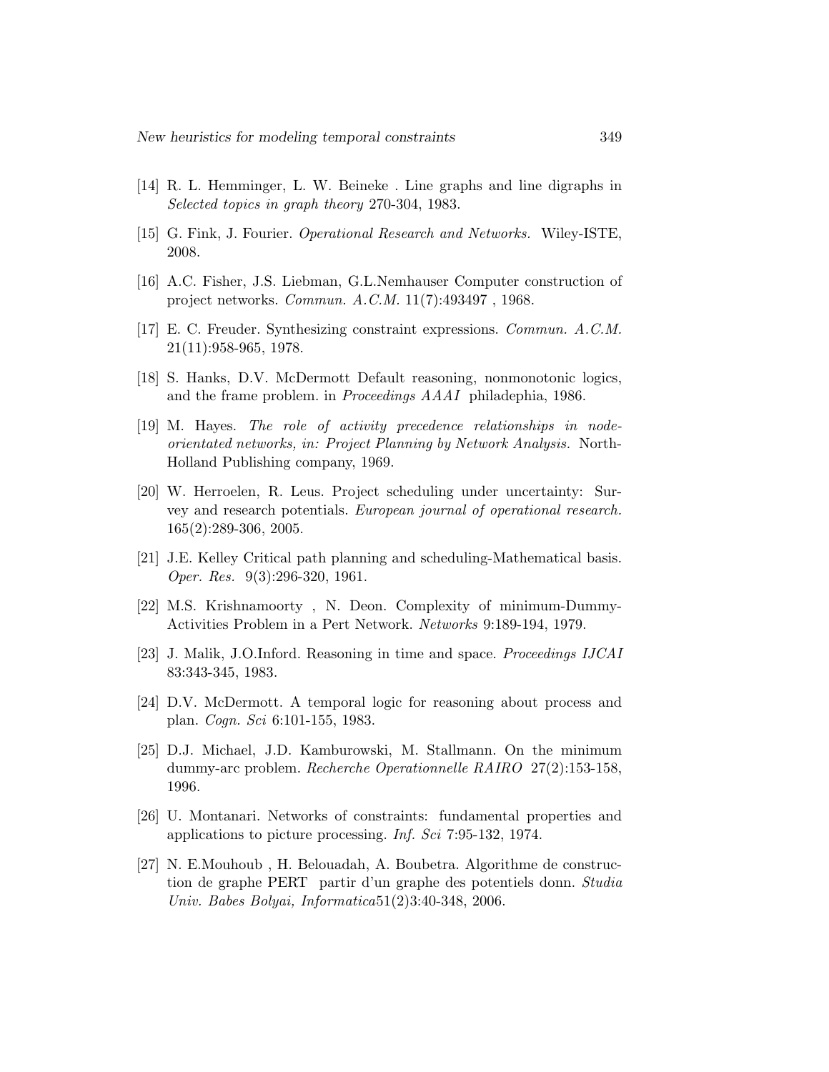[14] R. L. Hemminger, L. W. Beineke . Line graphs and line digraphs in *Selected topics in graph theory* 270-304, 1983.

[15] G. Fink, J. Fourier. *Operational Research and Networks.* Wiley-ISTE, 2008.

[16] A.C. Fisher, J.S. Liebman, G.L.Nemhauser Computer construction of project networks. *Commun. A.C.M.* 11(7):493497 , 1968.

[17] E. C. Freuder. Synthesizing constraint expressions. *Commun. A.C.M.* 21(11):958-965, 1978.

[18] S. Hanks, D.V. McDermott Default reasoning, nonmonotonic logics, and the frame problem. in *Proceedings AAAI* philadephia, 1986.

[19] M. Hayes. *The role of activity precedence relationships in node-orientated networks, in: Project Planning by Network Analysis.* North-Holland Publishing company, 1969.

[20] W. Herroelen, R. Leus. Project scheduling under uncertainty: Survey and research potentials. *European journal of operational research.* 165(2):289-306, 2005.

[21] J.E. Kelley Critical path planning and scheduling-Mathematical basis. *Oper. Res.* 9(3):296-320, 1961.

[22] M.S. Krishnamoorty , N. Deon. Complexity of minimum-Dummy-Activities Problem in a Pert Network. *Networks* 9:189-194, 1979.

[23] J. Malik, J.O.Inford. Reasoning in time and space. *Proceedings IJCAI* 83:343-345, 1983.

[24] D.V. McDermott. A temporal logic for reasoning about process and plan. *Cogn. Sci* 6:101-155, 1983.

[25] D.J. Michael, J.D. Kamburowski, M. Stallmann. On the minimum dummy-arc problem. *Recherche Operationnelle RAIRO* 27(2):153-158, 1996.

[26] U. Montanari. Networks of constraints: fundamental properties and applications to picture processing. *Inf. Sci* 7:95-132, 1974.

[27] N. E.Mouhoub , H. Belouadah, A. Boubetra. Algorithme de construction de graphe PERT partir d'un graphe des potentiels donn. *Studia Univ. Babes Bolyai, Informatica*51(2)3:40-348, 2006.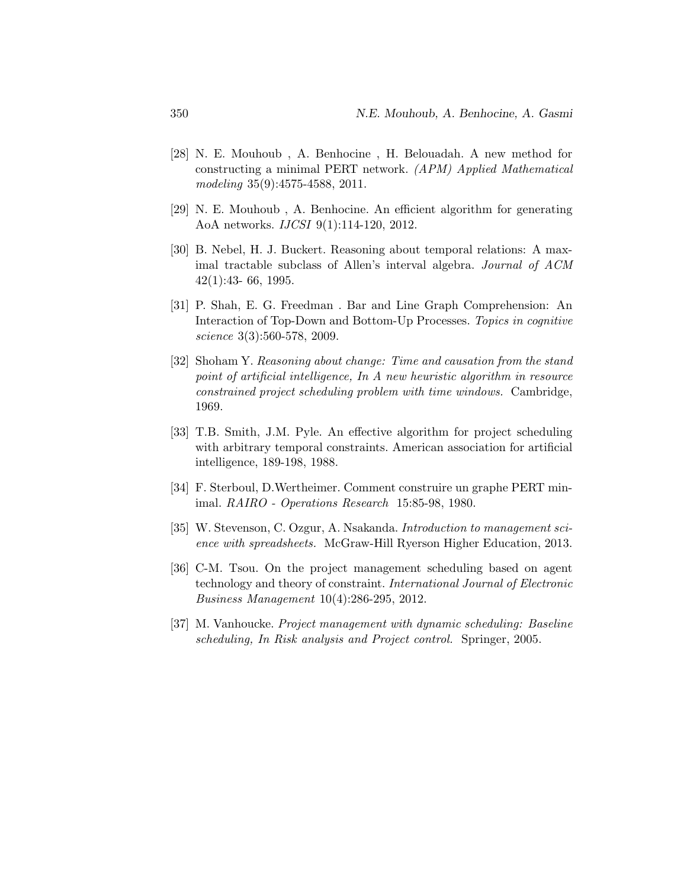[28] N. E. Mouhoub , A. Benhocine , H. Belouadah. A new method for constructing a minimal PERT network. *(APM) Applied Mathematical modeling* 35(9):4575-4588, 2011.

[29] N. E. Mouhoub , A. Benhocine. An efficient algorithm for generating AoA networks. *IJCSI* 9(1):114-120, 2012.

[30] B. Nebel, H. J. Buckert. Reasoning about temporal relations: A maximal tractable subclass of Allen's interval algebra. *Journal of ACM* 42(1):43- 66, 1995.

[31] P. Shah, E. G. Freedman . Bar and Line Graph Comprehension: An Interaction of Top-Down and Bottom-Up Processes. *Topics in cognitive science* 3(3):560-578, 2009.

[32] Shoham Y. *Reasoning about change: Time and causation from the stand point of artificial intelligence, In A new heuristic algorithm in resource constrained project scheduling problem with time windows.* Cambridge, 1969.

[33] T.B. Smith, J.M. Pyle. An effective algorithm for project scheduling with arbitrary temporal constraints. American association for artificial intelligence, 189-198, 1988.

[34] F. Sterboul, D.Wertheimer. Comment construire un graphe PERT minimal. *RAIRO - Operations Research* 15:85-98, 1980.

[35] W. Stevenson, C. Ozgur, A. Nsakanda. *Introduction to management science with spreadsheets.* McGraw-Hill Ryerson Higher Education, 2013.

[36] C-M. Tsou. On the project management scheduling based on agent technology and theory of constraint. *International Journal of Electronic Business Management* 10(4):286-295, 2012.

[37] M. Vanhoucke. *Project management with dynamic scheduling: Baseline scheduling, In Risk analysis and Project control.* Springer, 2005.